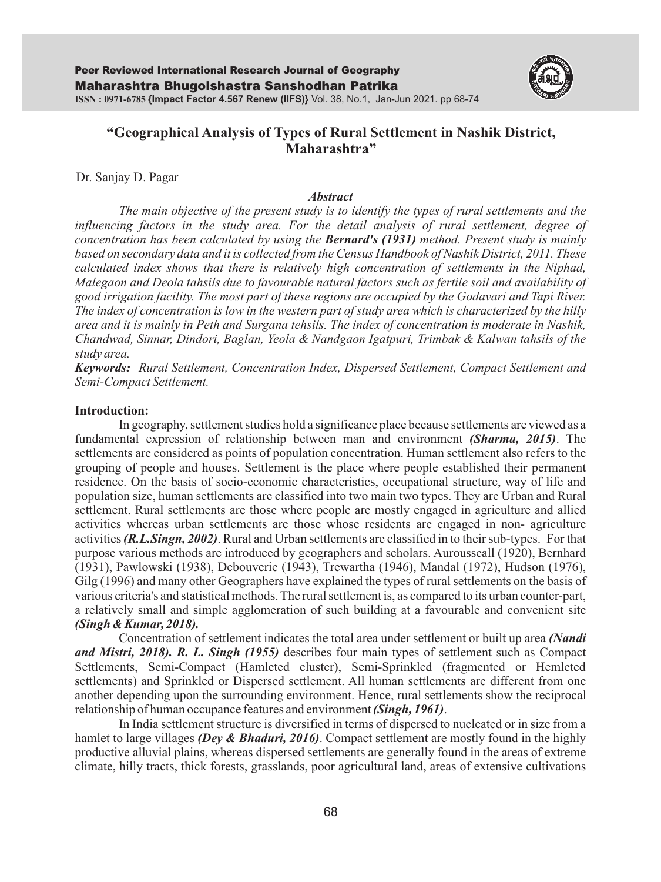# "Geographical Analysis of Types of Rural Settlement in Nashik District, Maharashtra"

Dr. Sanjay D. Pagar

### *Abstract*

*The main objective of the present study is to identify the types of rural settlements and the influencing factors in the study area. For the detail analysis of rural settlement, degree of concentration has been calculated by using the **Bernard's (1931)** method. Present study is mainly based on secondary data and it is collected from the Census Handbook of Nashik District, 2011. These calculated index shows that there is relatively high concentration of settlements in the Niphad, Malegaon and Deola tahsils due to favourable natural factors such as fertile soil and availability of good irrigation facility. The most part of these regions are occupied by the Godavari and Tapi River. The index of concentration is low in the western part of study area which is characterized by the hilly area and it is mainly in Peth and Surgana tehsils. The index of concentration is moderate in Nashik, Chandwad, Sinnar, Dindori, Baglan, Yeola & Nandgaon Igatpuri, Trimbak & Kalwan tahsils of the study area.*

***Keywords:*** *Rural Settlement, Concentration Index, Dispersed Settlement, Compact Settlement and Semi-Compact Settlement.*

## Introduction:

In geography, settlement studies hold a significance place because settlements are viewed as a fundamental expression of relationship between man and environment ***(Sharma, 2015)***. The settlements are considered as points of population concentration. Human settlement also refers to the grouping of people and houses. Settlement is the place where people established their permanent residence. On the basis of socio-economic characteristics, occupational structure, way of life and population size, human settlements are classified into two main two types. They are Urban and Rural settlement. Rural settlements are those where people are mostly engaged in agriculture and allied activities whereas urban settlements are those whose residents are engaged in non- agriculture activities ***(R.L.Singn, 2002)***. Rural and Urban settlements are classified in to their sub-types. For that purpose various methods are introduced by geographers and scholars. Aurousseall (1920), Bernhard (1931), Pawlowski (1938), Debouverie (1943), Trewartha (1946), Mandal (1972), Hudson (1976), Gilg (1996) and many other Geographers have explained the types of rural settlements on the basis of various criteria's and statistical methods. The rural settlement is, as compared to its urban counter-part, a relatively small and simple agglomeration of such building at a favourable and convenient site ***(Singh & Kumar, 2018).***

Concentration of settlement indicates the total area under settlement or built up area ***(Nandi and Mistri, 2018). R. L. Singh (1955)*** describes four main types of settlement such as Compact Settlements, Semi-Compact (Hamleted cluster), Semi-Sprinkled (fragmented or Hemleted settlements) and Sprinkled or Dispersed settlement. All human settlements are different from one another depending upon the surrounding environment. Hence, rural settlements show the reciprocal relationship of human occupance features and environment ***(Singh, 1961)***.

In India settlement structure is diversified in terms of dispersed to nucleated or in size from a hamlet to large villages ***(Dey & Bhaduri, 2016)***. Compact settlement are mostly found in the highly productive alluvial plains, whereas dispersed settlements are generally found in the areas of extreme climate, hilly tracts, thick forests, grasslands, poor agricultural land, areas of extensive cultivations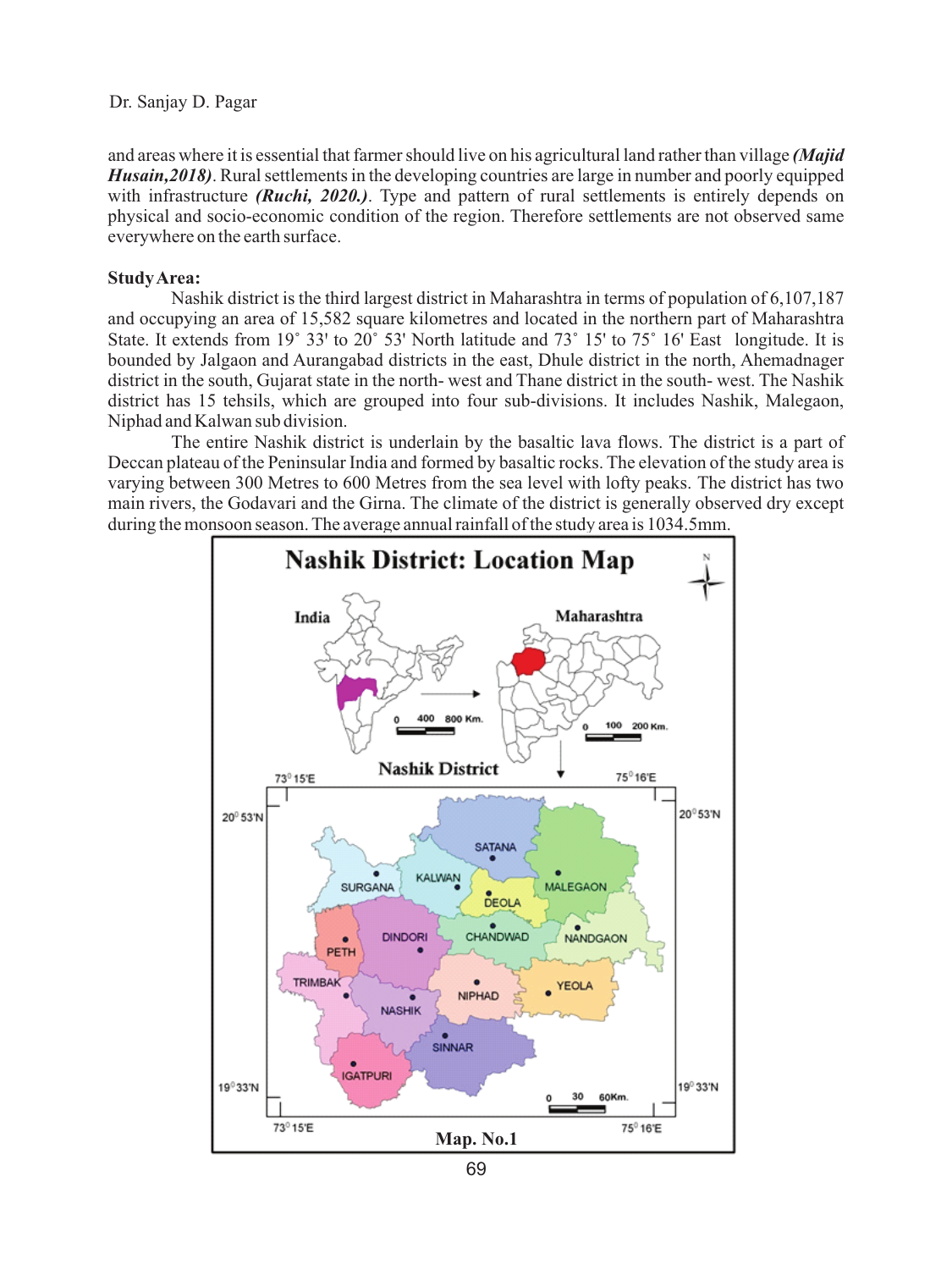and areas where it is essential that farmer should live on his agricultural land rather than village ***(Majid Husain,2018)***. Rural settlements in the developing countries are large in number and poorly equipped with infrastructure ***(Ruchi, 2020.)***. Type and pattern of rural settlements is entirely depends on physical and socio-economic condition of the region. Therefore settlements are not observed same everywhere on the earth surface.

**Study Area:**

Nashik district is the third largest district in Maharashtra in terms of population of 6,107,187 and occupying an area of 15,582 square kilometres and located in the northern part of Maharashtra State. It extends from 19° 33' to 20° 53' North latitude and 73° 15' to 75° 16' East longitude. It is bounded by Jalgaon and Aurangabad districts in the east, Dhule district in the north, Ahemadnager district in the south, Gujarat state in the north- west and Thane district in the south- west. The Nashik district has 15 tehsils, which are grouped into four sub-divisions. It includes Nashik, Malegaon, Niphad and Kalwan sub division.

The entire Nashik district is underlain by the basaltic lava flows. The district is a part of Deccan plateau of the Peninsular India and formed by basaltic rocks. The elevation of the study area is varying between 300 Metres to 600 Metres from the sea level with lofty peaks. The district has two main rivers, the Godavari and the Girna. The climate of the district is generally observed dry except during the monsoon season. The average annual rainfall of the study area is 1034.5mm.

**Nashik District: Location Map**

**Map. No.1**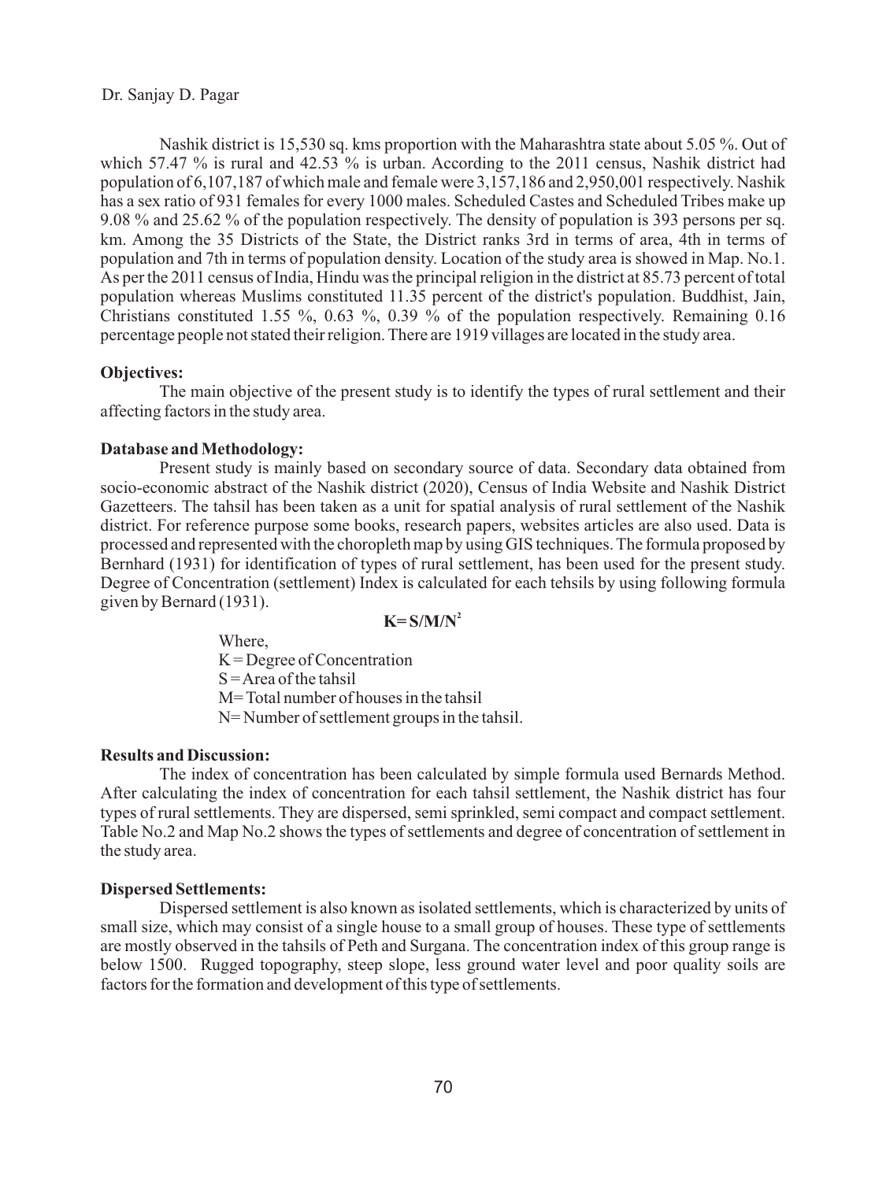Nashik district is 15,530 sq. kms proportion with the Maharashtra state about 5.05 %. Out of which 57.47 % is rural and 42.53 % is urban. According to the 2011 census, Nashik district had population of 6,107,187 of which male and female were 3,157,186 and 2,950,001 respectively. Nashik has a sex ratio of 931 females for every 1000 males. Scheduled Castes and Scheduled Tribes make up 9.08 % and 25.62 % of the population respectively. The density of population is 393 persons per sq. km. Among the 35 Districts of the State, the District ranks 3rd in terms of area, 4th in terms of population and 7th in terms of population density. Location of the study area is showed in Map. No.1. As per the 2011 census of India, Hindu was the principal religion in the district at 85.73 percent of total population whereas Muslims constituted 11.35 percent of the district's population. Buddhist, Jain, Christians constituted 1.55 %, 0.63 %, 0.39 % of the population respectively. Remaining 0.16 percentage people not stated their religion. There are 1919 villages are located in the study area.

**Objectives:**

The main objective of the present study is to identify the types of rural settlement and their affecting factors in the study area.

**Database and Methodology:**

Present study is mainly based on secondary source of data. Secondary data obtained from socio-economic abstract of the Nashik district (2020), Census of India Website and Nashik District Gazetteers. The tahsil has been taken as a unit for spatial analysis of rural settlement of the Nashik district. For reference purpose some books, research papers, websites articles are also used. Data is processed and represented with the choropleth map by using GIS techniques. The formula proposed by Bernhard (1931) for identification of types of rural settlement, has been used for the present study. Degree of Concentration (settlement) Index is calculated for each tehsils by using following formula given by Bernard (1931).

$$K = S/M/N^2$$

Where,

K = Degree of Concentration

S = Area of the tahsil

M = Total number of houses in the tahsil

N = Number of settlement groups in the tahsil.

**Results and Discussion:**

The index of concentration has been calculated by simple formula used Bernards Method. After calculating the index of concentration for each tahsil settlement, the Nashik district has four types of rural settlements. They are dispersed, semi sprinkled, semi compact and compact settlement. Table No.2 and Map No.2 shows the types of settlements and degree of concentration of settlement in the study area.

**Dispersed Settlements:**

Dispersed settlement is also known as isolated settlements, which is characterized by units of small size, which may consist of a single house to a small group of houses. These type of settlements are mostly observed in the tahsils of Peth and Surgana. The concentration index of this group range is below 1500. Rugged topography, steep slope, less ground water level and poor quality soils are factors for the formation and development of this type of settlements.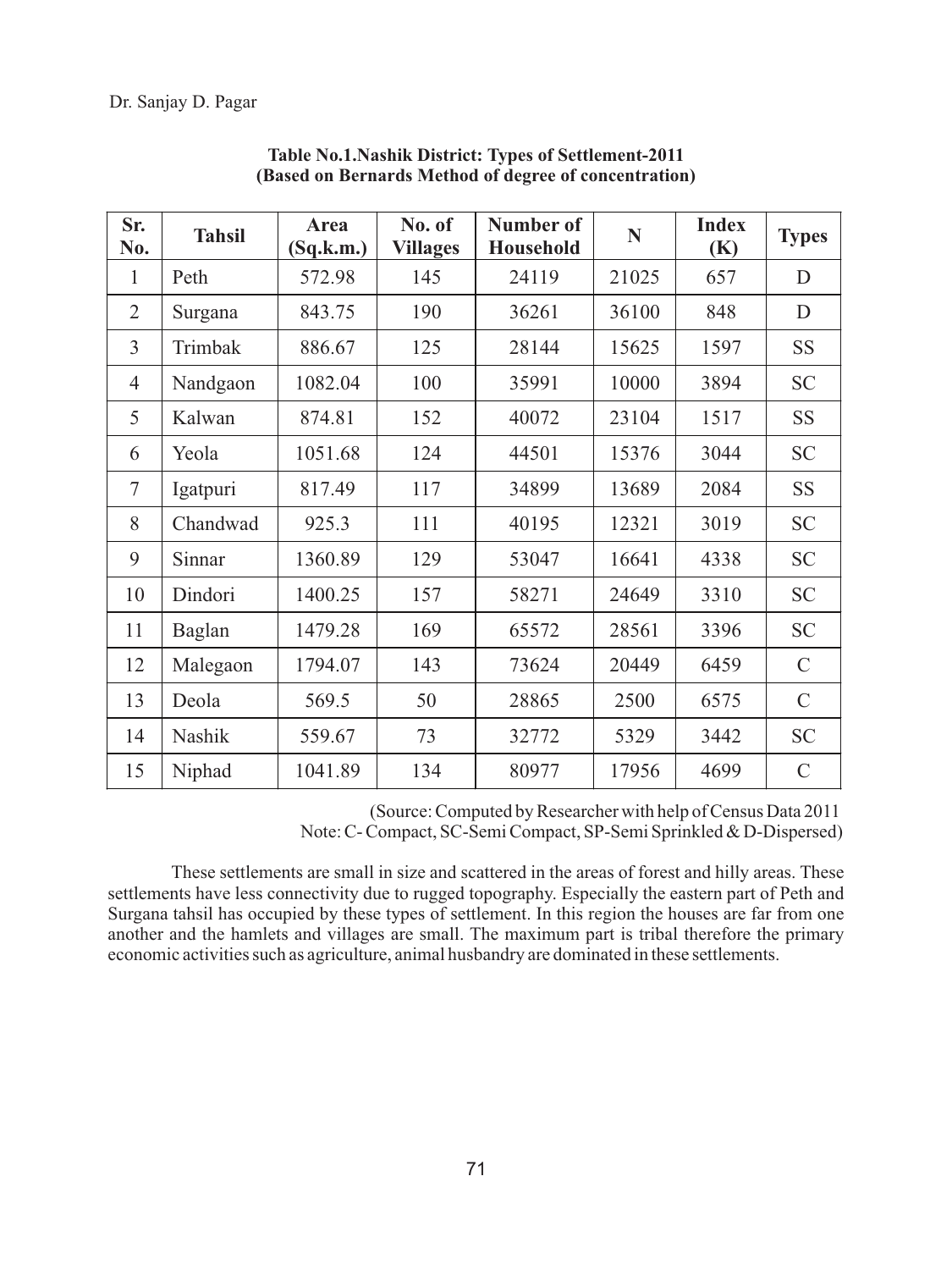**Table No.1.Nashik District: Types of Settlement-2011**
**(Based on Bernards Method of degree of concentration)**

| Sr. No. | Tahsil | Area (Sq.k.m.) | No. of Villages | Number of Household | N | Index (K) | Types |
|---|---|---|---|---|---|---|---|
| 1 | Peth | 572.98 | 145 | 24119 | 21025 | 657 | D |
| 2 | Surgana | 843.75 | 190 | 36261 | 36100 | 848 | D |
| 3 | Trimbak | 886.67 | 125 | 28144 | 15625 | 1597 | SS |
| 4 | Nandgaon | 1082.04 | 100 | 35991 | 10000 | 3894 | SC |
| 5 | Kalwan | 874.81 | 152 | 40072 | 23104 | 1517 | SS |
| 6 | Yeola | 1051.68 | 124 | 44501 | 15376 | 3044 | SC |
| 7 | Igatpuri | 817.49 | 117 | 34899 | 13689 | 2084 | SS |
| 8 | Chandwad | 925.3 | 111 | 40195 | 12321 | 3019 | SC |
| 9 | Sinnar | 1360.89 | 129 | 53047 | 16641 | 4338 | SC |
| 10 | Dindori | 1400.25 | 157 | 58271 | 24649 | 3310 | SC |
| 11 | Baglan | 1479.28 | 169 | 65572 | 28561 | 3396 | SC |
| 12 | Malegaon | 1794.07 | 143 | 73624 | 20449 | 6459 | C |
| 13 | Deola | 569.5 | 50 | 28865 | 2500 | 6575 | C |
| 14 | Nashik | 559.67 | 73 | 32772 | 5329 | 3442 | SC |
| 15 | Niphad | 1041.89 | 134 | 80977 | 17956 | 4699 | C |

(Source: Computed by Researcher with help of Census Data 2011
Note: C- Compact, SC-Semi Compact, SP-Semi Sprinkled & D-Dispersed)

These settlements are small in size and scattered in the areas of forest and hilly areas. These settlements have less connectivity due to rugged topography. Especially the eastern part of Peth and Surgana tahsil has occupied by these types of settlement. In this region the houses are far from one another and the hamlets and villages are small. The maximum part is tribal therefore the primary economic activities such as agriculture, animal husbandry are dominated in these settlements.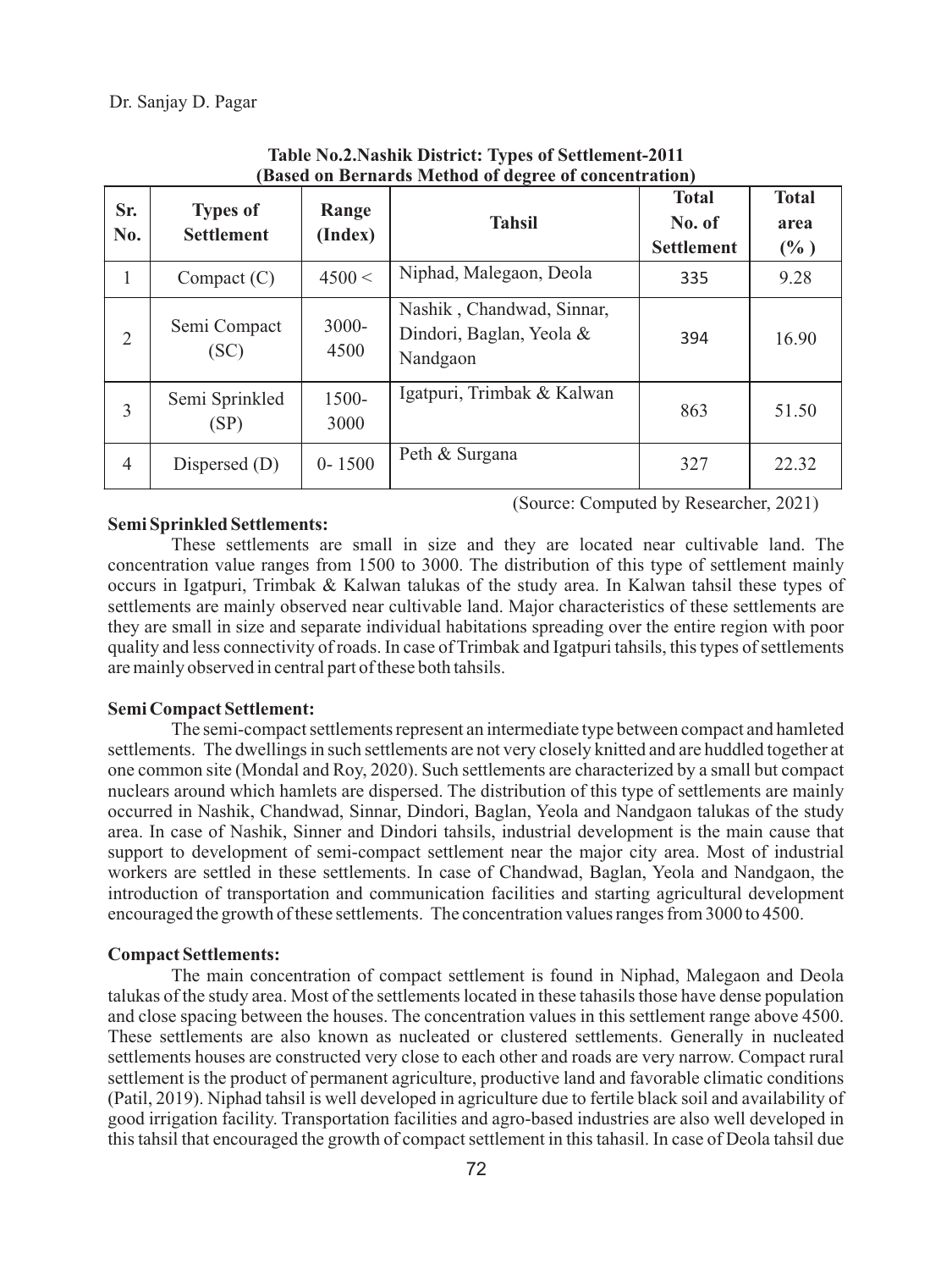**Table No.2.Nashik District: Types of Settlement-2011**
**(Based on Bernards Method of degree of concentration)**

| Sr. No. | Types of Settlement | Range (Index) | Tahsil | Total No. of Settlement | Total area (% ) |
|---|---|---|---|---|---|
| 1 | Compact (C) | 4500 < | Niphad, Malegaon, Deola | 335 | 9.28 |
| 2 | Semi Compact (SC) | 3000-4500 | Nashik , Chandwad, Sinnar, Dindori, Baglan, Yeola & Nandgaon | 394 | 16.90 |
| 3 | Semi Sprinkled (SP) | 1500-3000 | Igatpuri, Trimbak & Kalwan | 863 | 51.50 |
| 4 | Dispersed (D) | 0- 1500 | Peth & Surgana | 327 | 22.32 |

(Source: Computed by Researcher, 2021)

**Semi Sprinkled Settlements:**

These settlements are small in size and they are located near cultivable land. The concentration value ranges from 1500 to 3000. The distribution of this type of settlement mainly occurs in Igatpuri, Trimbak & Kalwan talukas of the study area. In Kalwan tahsil these types of settlements are mainly observed near cultivable land. Major characteristics of these settlements are they are small in size and separate individual habitations spreading over the entire region with poor quality and less connectivity of roads. In case of Trimbak and Igatpuri tahsils, this types of settlements are mainly observed in central part of these both tahsils.

**Semi Compact Settlement:**

The semi-compact settlements represent an intermediate type between compact and hamleted settlements. The dwellings in such settlements are not very closely knitted and are huddled together at one common site (Mondal and Roy, 2020). Such settlements are characterized by a small but compact nuclears around which hamlets are dispersed. The distribution of this type of settlements are mainly occurred in Nashik, Chandwad, Sinnar, Dindori, Baglan, Yeola and Nandgaon talukas of the study area. In case of Nashik, Sinner and Dindori tahsils, industrial development is the main cause that support to development of semi-compact settlement near the major city area. Most of industrial workers are settled in these settlements. In case of Chandwad, Baglan, Yeola and Nandgaon, the introduction of transportation and communication facilities and starting agricultural development encouraged the growth of these settlements. The concentration values ranges from 3000 to 4500.

**Compact Settlements:**

The main concentration of compact settlement is found in Niphad, Malegaon and Deola talukas of the study area. Most of the settlements located in these tahasils those have dense population and close spacing between the houses. The concentration values in this settlement range above 4500. These settlements are also known as nucleated or clustered settlements. Generally in nucleated settlements houses are constructed very close to each other and roads are very narrow. Compact rural settlement is the product of permanent agriculture, productive land and favorable climatic conditions (Patil, 2019). Niphad tahsil is well developed in agriculture due to fertile black soil and availability of good irrigation facility. Transportation facilities and agro-based industries are also well developed in this tahsil that encouraged the growth of compact settlement in this tahasil. In case of Deola tahsil due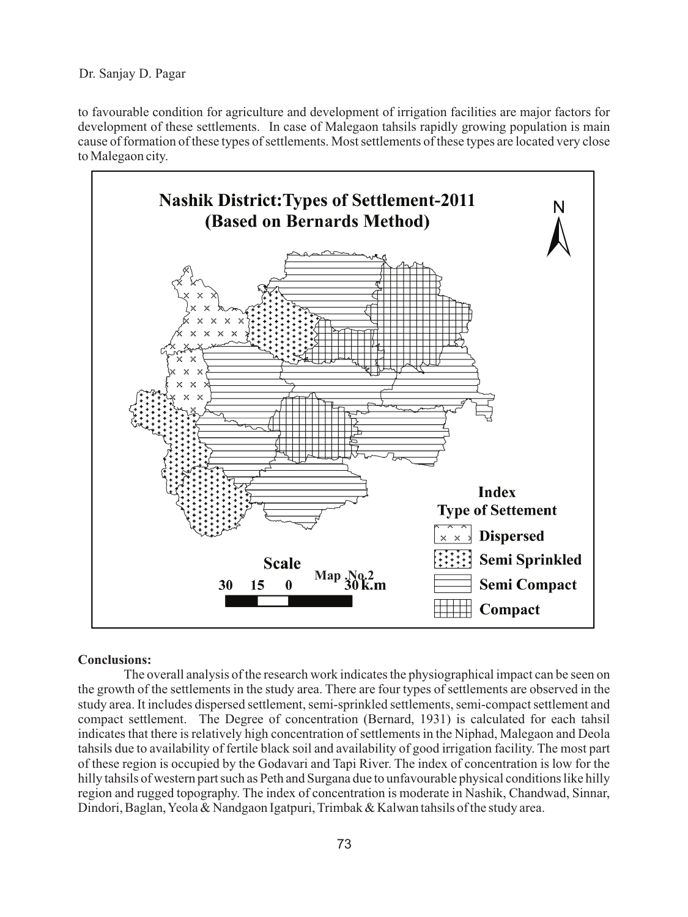to favourable condition for agriculture and development of irrigation facilities are major factors for development of these settlements. In case of Malegaon tahsils rapidly growing population is main cause of formation of these types of settlements. Most settlements of these types are located very close to Malegaon city.

**Nashik District:Types of Settlement-2011 (Based on Bernards Method)**

Index
Type of Settement
- Dispersed
- Semi Sprinkled
- Semi Compact
- Compact

Scale
30 15 0 30 k.m

Map .No.2

**Conclusions:**

The overall analysis of the research work indicates the physiographical impact can be seen on the growth of the settlements in the study area. There are four types of settlements are observed in the study area. It includes dispersed settlement, semi-sprinkled settlements, semi-compact settlement and compact settlement. The Degree of concentration (Bernard, 1931) is calculated for each tahsil indicates that there is relatively high concentration of settlements in the Niphad, Malegaon and Deola tahsils due to availability of fertile black soil and availability of good irrigation facility. The most part of these region is occupied by the Godavari and Tapi River. The index of concentration is low for the hilly tahsils of western part such as Peth and Surgana due to unfavourable physical conditions like hilly region and rugged topography. The index of concentration is moderate in Nashik, Chandwad, Sinnar, Dindori, Baglan, Yeola & Nandgaon Igatpuri, Trimbak & Kalwan tahsils of the study area.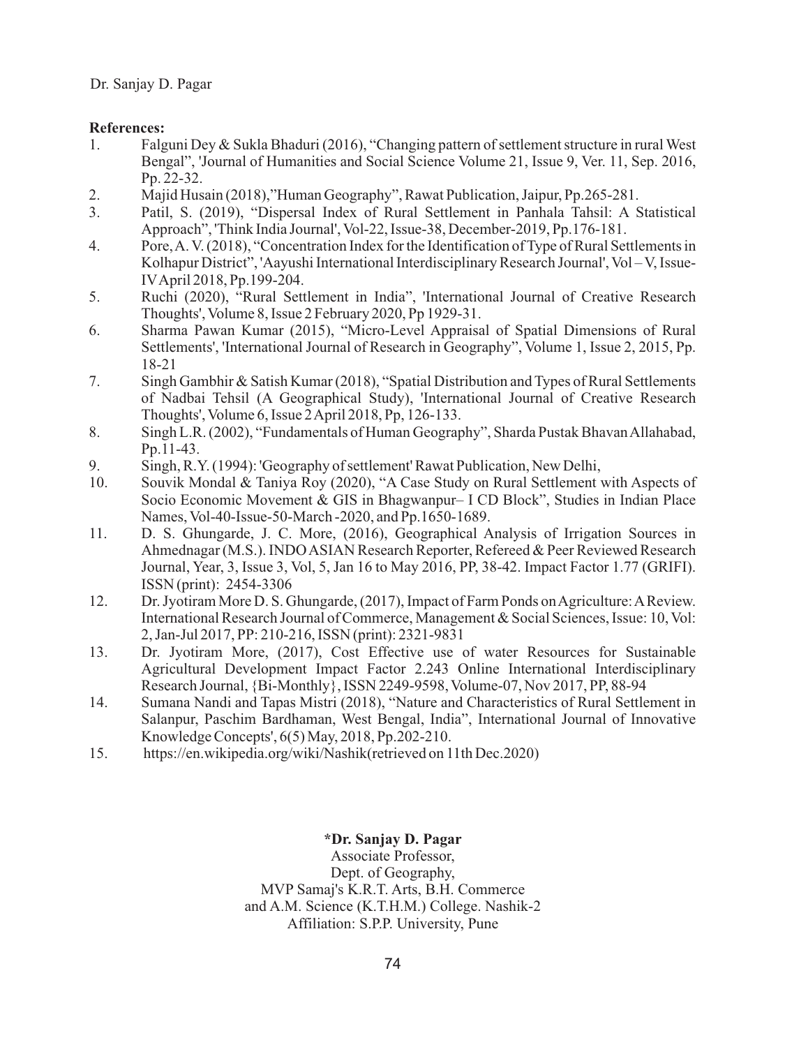**References:**

1. Falguni Dey & Sukla Bhaduri (2016), "Changing pattern of settlement structure in rural West Bengal", 'Journal of Humanities and Social Science Volume 21, Issue 9, Ver. 11, Sep. 2016, Pp. 22-32.
2. Majid Husain (2018),"Human Geography", Rawat Publication, Jaipur, Pp.265-281.
3. Patil, S. (2019), "Dispersal Index of Rural Settlement in Panhala Tahsil: A Statistical Approach", 'Think India Journal', Vol-22, Issue-38, December-2019, Pp.176-181.
4. Pore, A. V. (2018), "Concentration Index for the Identification of Type of Rural Settlements in Kolhapur District", 'Aayushi International Interdisciplinary Research Journal', Vol – V, Issue-IV April 2018, Pp.199-204.
5. Ruchi (2020), "Rural Settlement in India", 'International Journal of Creative Research Thoughts', Volume 8, Issue 2 February 2020, Pp 1929-31.
6. Sharma Pawan Kumar (2015), "Micro-Level Appraisal of Spatial Dimensions of Rural Settlements', 'International Journal of Research in Geography", Volume 1, Issue 2, 2015, Pp. 18-21
7. Singh Gambhir & Satish Kumar (2018), "Spatial Distribution and Types of Rural Settlements of Nadbai Tehsil (A Geographical Study), 'International Journal of Creative Research Thoughts', Volume 6, Issue 2 April 2018, Pp, 126-133.
8. Singh L.R. (2002), "Fundamentals of Human Geography", Sharda Pustak Bhavan Allahabad, Pp.11-43.
9. Singh, R.Y. (1994): 'Geography of settlement' Rawat Publication, New Delhi,
10. Souvik Mondal & Taniya Roy (2020), "A Case Study on Rural Settlement with Aspects of Socio Economic Movement & GIS in Bhagwanpur– I CD Block", Studies in Indian Place Names, Vol-40-Issue-50-March -2020, and Pp.1650-1689.
11. D. S. Ghungarde, J. C. More, (2016), Geographical Analysis of Irrigation Sources in Ahmednagar (M.S.). INDO ASIAN Research Reporter, Refereed & Peer Reviewed Research Journal, Year, 3, Issue 3, Vol, 5, Jan 16 to May 2016, PP, 38-42. Impact Factor 1.77 (GRIFI). ISSN (print): 2454-3306
12. Dr. Jyotiram More D. S. Ghungarde, (2017), Impact of Farm Ponds on Agriculture: A Review. International Research Journal of Commerce, Management & Social Sciences, Issue: 10, Vol: 2, Jan-Jul 2017, PP: 210-216, ISSN (print): 2321-9831
13. Dr. Jyotiram More, (2017), Cost Effective use of water Resources for Sustainable Agricultural Development Impact Factor 2.243 Online International Interdisciplinary Research Journal, {Bi-Monthly}, ISSN 2249-9598, Volume-07, Nov 2017, PP, 88-94
14. Sumana Nandi and Tapas Mistri (2018), "Nature and Characteristics of Rural Settlement in Salanpur, Paschim Bardhaman, West Bengal, India", International Journal of Innovative Knowledge Concepts', 6(5) May, 2018, Pp.202-210.
15. https://en.wikipedia.org/wiki/Nashik(retrieved on 11th Dec.2020)

**\*Dr. Sanjay D. Pagar**
Associate Professor,
Dept. of Geography,
MVP Samaj's K.R.T. Arts, B.H. Commerce
and A.M. Science (K.T.H.M.) College. Nashik-2
Affiliation: S.P.P. University, Pune